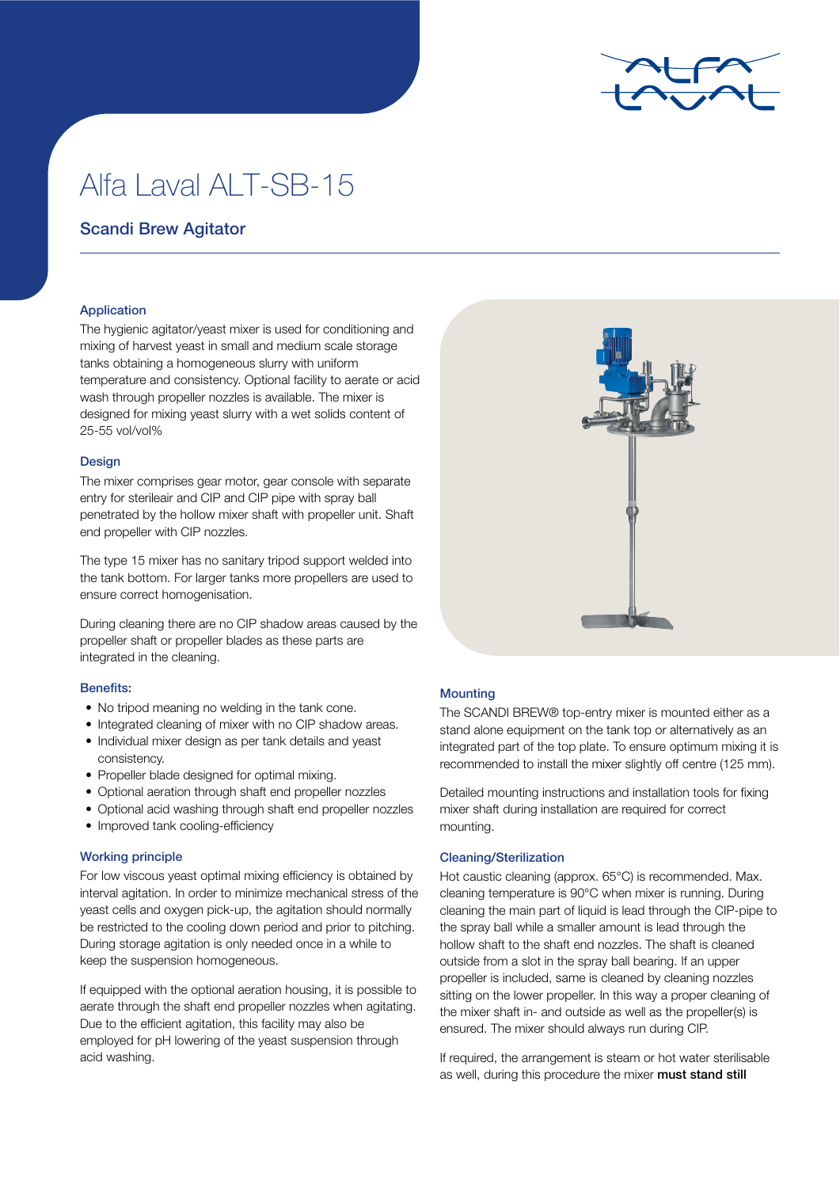# Alfa Laval ALT-SB-15

## Scandi Brew Agitator

### Application

The hygienic agitator/yeast mixer is used for conditioning and mixing of harvest yeast in small and medium scale storage tanks obtaining a homogeneous slurry with uniform temperature and consistency. Optional facility to aerate or acid wash through propeller nozzles is available. The mixer is designed for mixing yeast slurry with a wet solids content of 25-55 vol/vol%

### Design

The mixer comprises gear motor, gear console with separate entry for sterileair and CIP and CIP pipe with spray ball penetrated by the hollow mixer shaft with propeller unit. Shaft end propeller with CIP nozzles.

The type 15 mixer has no sanitary tripod support welded into the tank bottom. For larger tanks more propellers are used to ensure correct homogenisation.

During cleaning there are no CIP shadow areas caused by the propeller shaft or propeller blades as these parts are integrated in the cleaning.

### Benefits:

- No tripod meaning no welding in the tank cone.
- Integrated cleaning of mixer with no CIP shadow areas.
- Individual mixer design as per tank details and yeast consistency.
- Propeller blade designed for optimal mixing.
- Optional aeration through shaft end propeller nozzles
- Optional acid washing through shaft end propeller nozzles
- Improved tank cooling-efficiency

### Working principle

For low viscous yeast optimal mixing efficiency is obtained by interval agitation. In order to minimize mechanical stress of the yeast cells and oxygen pick-up, the agitation should normally be restricted to the cooling down period and prior to pitching. During storage agitation is only needed once in a while to keep the suspension homogeneous.

If equipped with the optional aeration housing, it is possible to aerate through the shaft end propeller nozzles when agitating. Due to the efficient agitation, this facility may also be employed for pH lowering of the yeast suspension through acid washing.

### Mounting

The SCANDI BREW® top-entry mixer is mounted either as a stand alone equipment on the tank top or alternatively as an integrated part of the top plate. To ensure optimum mixing it is recommended to install the mixer slightly off centre (125 mm).

Detailed mounting instructions and installation tools for fixing mixer shaft during installation are required for correct mounting.

### Cleaning/Sterilization

Hot caustic cleaning (approx. 65°C) is recommended. Max. cleaning temperature is 90°C when mixer is running. During cleaning the main part of liquid is lead through the CIP-pipe to the spray ball while a smaller amount is lead through the hollow shaft to the shaft end nozzles. The shaft is cleaned outside from a slot in the spray ball bearing. If an upper propeller is included, same is cleaned by cleaning nozzles sitting on the lower propeller. In this way a proper cleaning of the mixer shaft in- and outside as well as the propeller(s) is ensured. The mixer should always run during CIP.

If required, the arrangement is steam or hot water sterilisable as well, during this procedure the mixer **must stand still**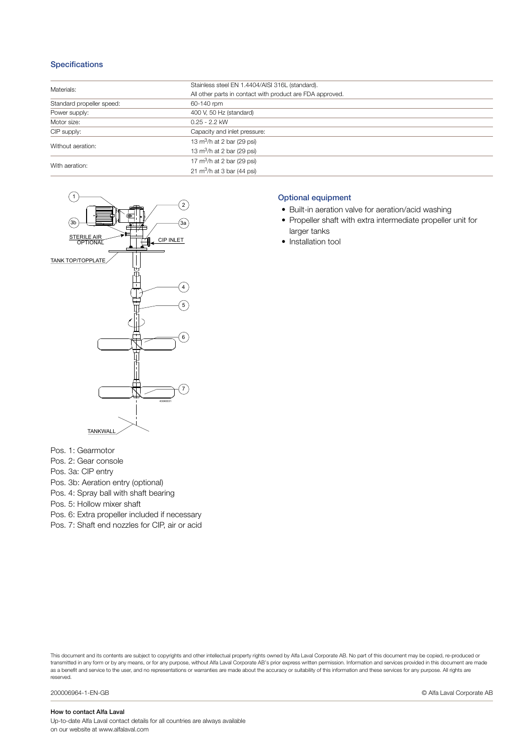## Specifications

| | |
|---|---|
| Materials: | Stainless steel EN 1.4404/AISI 316L (standard).<br>All other parts in contact with product are FDA approved. |
| Standard propeller speed: | 60-140 rpm |
| Power supply: | 400 V, 50 Hz (standard) |
| Motor size: | 0.25 - 2.2 kW |
| CIP supply: | Capacity and inlet pressure: |
| Without aeration: | 13 $m^3$/h at 2 bar (29 psi)<br>13 $m^3$/h at 2 bar (29 psi) |
| With aeration: | 17 $m^3$/h at 2 bar (29 psi)<br>21 $m^3$/h at 3 bar (44 psi) |

1
2
3b
3a
STERILE AIR OPTIONAL
CIP INLET
TANK TOP/TOPPLATE
4
5
6
7
43040031
TANKWALL

Pos. 1: Gearmotor
Pos. 2: Gear console
Pos. 3a: CIP entry
Pos. 3b: Aeration entry (optional)
Pos. 4: Spray ball with shaft bearing
Pos. 5: Hollow mixer shaft
Pos. 6: Extra propeller included if necessary
Pos. 7: Shaft end nozzles for CIP, air or acid

## Optional equipment

- Built-in aeration valve for aeration/acid washing
- Propeller shaft with extra intermediate propeller unit for larger tanks
- Installation tool

This document and its contents are subject to copyrights and other intellectual property rights owned by Alfa Laval Corporate AB. No part of this document may be copied, re-produced or transmitted in any form or by any means, or for any purpose, without Alfa Laval Corporate AB's prior express written permission. Information and services provided in this document are made as a benefit and service to the user, and no representations or warranties are made about the accuracy or suitability of this information and these services for any purpose. All rights are reserved.

200006964-1-EN-GB

© Alfa Laval Corporate AB

**How to contact Alfa Laval**

Up-to-date Alfa Laval contact details for all countries are always available on our website at www.alfalaval.com